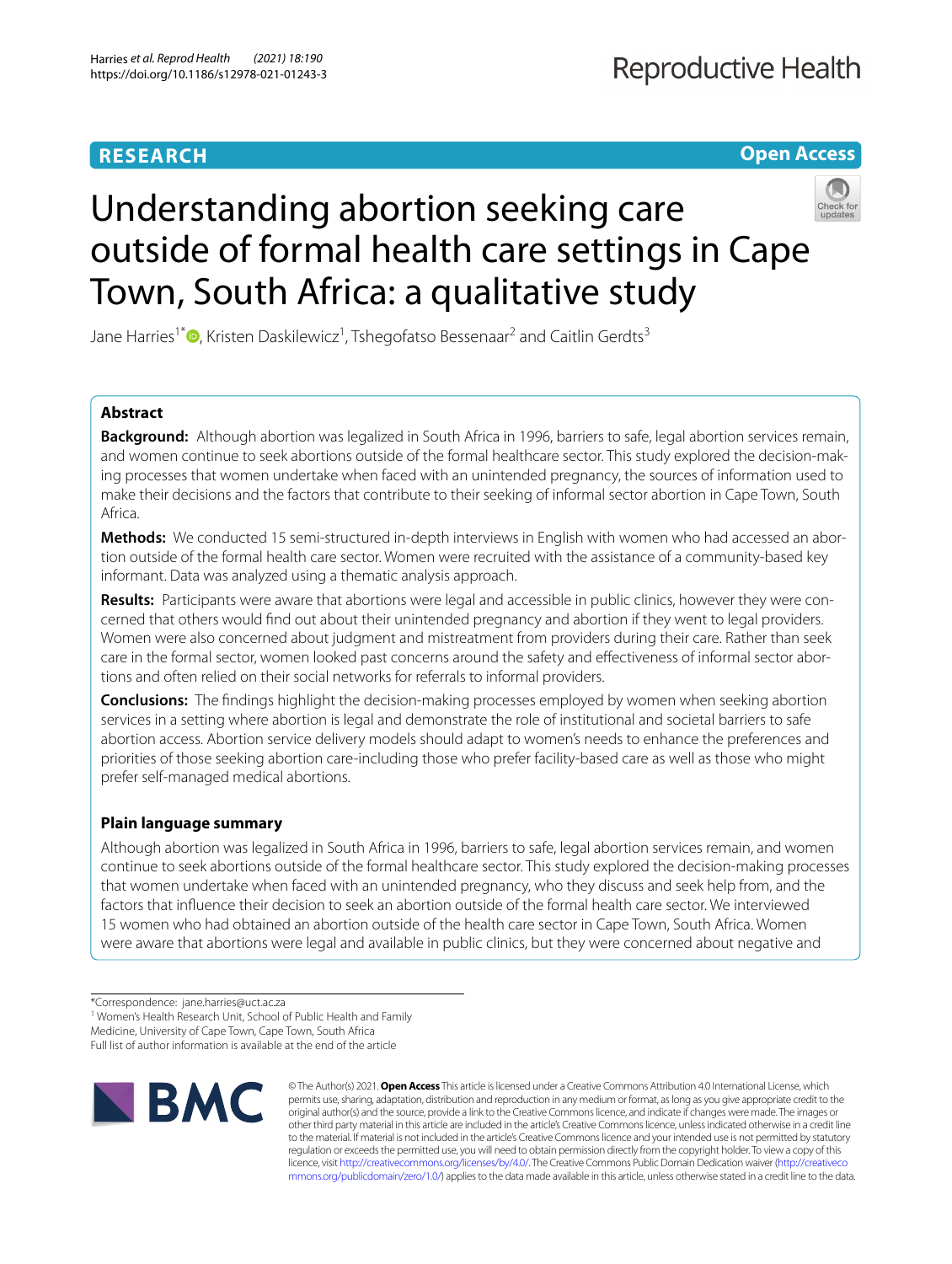RESEARCH

Open Access

# Understanding abortion seeking care outside of formal health care settings in Cape Town, South Africa: a qualitative study

Jane Harries[1*], Kristen Daskilewicz[1], Tshegofatso Bessenaar[2] and Caitlin Gerdts[3]

## Abstract

**Background:** Although abortion was legalized in South Africa in 1996, barriers to safe, legal abortion services remain, and women continue to seek abortions outside of the formal healthcare sector. This study explored the decision-making processes that women undertake when faced with an unintended pregnancy, the sources of information used to make their decisions and the factors that contribute to their seeking of informal sector abortion in Cape Town, South Africa.

**Methods:** We conducted 15 semi-structured in-depth interviews in English with women who had accessed an abortion outside of the formal health care sector. Women were recruited with the assistance of a community-based key informant. Data was analyzed using a thematic analysis approach.

**Results:** Participants were aware that abortions were legal and accessible in public clinics, however they were concerned that others would find out about their unintended pregnancy and abortion if they went to legal providers. Women were also concerned about judgment and mistreatment from providers during their care. Rather than seek care in the formal sector, women looked past concerns around the safety and effectiveness of informal sector abortions and often relied on their social networks for referrals to informal providers.

**Conclusions:** The findings highlight the decision-making processes employed by women when seeking abortion services in a setting where abortion is legal and demonstrate the role of institutional and societal barriers to safe abortion access. Abortion service delivery models should adapt to women's needs to enhance the preferences and priorities of those seeking abortion care-including those who prefer facility-based care as well as those who might prefer self-managed medical abortions.

### Plain language summary

Although abortion was legalized in South Africa in 1996, barriers to safe, legal abortion services remain, and women continue to seek abortions outside of the formal healthcare sector. This study explored the decision-making processes that women undertake when faced with an unintended pregnancy, who they discuss and seek help from, and the factors that influence their decision to seek an abortion outside of the formal health care sector. We interviewed 15 women who had obtained an abortion outside of the health care sector in Cape Town, South Africa. Women were aware that abortions were legal and available in public clinics, but they were concerned about negative and

*Correspondence: jane.harries@uct.ac.za

[1] Women's Health Research Unit, School of Public Health and Family Medicine, University of Cape Town, Cape Town, South Africa

Full list of author information is available at the end of the article

© The Author(s) 2021. **Open Access** This article is licensed under a Creative Commons Attribution 4.0 International License, which permits use, sharing, adaptation, distribution and reproduction in any medium or format, as long as you give appropriate credit to the original author(s) and the source, provide a link to the Creative Commons licence, and indicate if changes were made. The images or other third party material in this article are included in the article's Creative Commons licence, unless indicated otherwise in a credit line to the material. If material is not included in the article's Creative Commons licence and your intended use is not permitted by statutory regulation or exceeds the permitted use, you will need to obtain permission directly from the copyright holder. To view a copy of this licence, visit http://creativecommons.org/licenses/by/4.0/. The Creative Commons Public Domain Dedication waiver (http://creativecommons.org/publicdomain/zero/1.0/) applies to the data made available in this article, unless otherwise stated in a credit line to the data.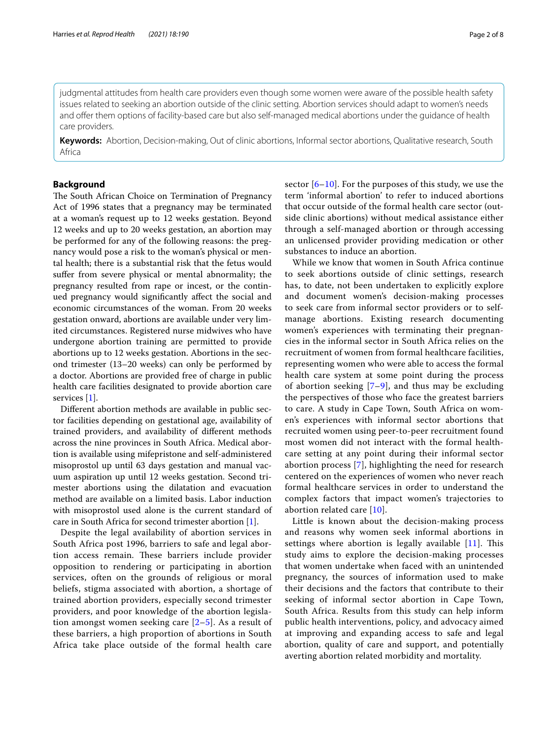judgmental attitudes from health care providers even though some women were aware of the possible health safety issues related to seeking an abortion outside of the clinic setting. Abortion services should adapt to women's needs and offer them options of facility-based care but also self-managed medical abortions under the guidance of health care providers.

**Keywords:** Abortion, Decision-making, Out of clinic abortions, Informal sector abortions, Qualitative research, South Africa

## Background

The South African Choice on Termination of Pregnancy Act of 1996 states that a pregnancy may be terminated at a woman's request up to 12 weeks gestation. Beyond 12 weeks and up to 20 weeks gestation, an abortion may be performed for any of the following reasons: the pregnancy would pose a risk to the woman's physical or mental health; there is a substantial risk that the fetus would suffer from severe physical or mental abnormality; the pregnancy resulted from rape or incest, or the continued pregnancy would significantly affect the social and economic circumstances of the woman. From 20 weeks gestation onward, abortions are available under very limited circumstances. Registered nurse midwives who have undergone abortion training are permitted to provide abortions up to 12 weeks gestation. Abortions in the second trimester (13–20 weeks) can only be performed by a doctor. Abortions are provided free of charge in public health care facilities designated to provide abortion care services [1].

Different abortion methods are available in public sector facilities depending on gestational age, availability of trained providers, and availability of different methods across the nine provinces in South Africa. Medical abortion is available using mifepristone and self-administered misoprostol up until 63 days gestation and manual vacuum aspiration up until 12 weeks gestation. Second trimester abortions using the dilatation and evacuation method are available on a limited basis. Labor induction with misoprostol used alone is the current standard of care in South Africa for second trimester abortion [1].

Despite the legal availability of abortion services in South Africa post 1996, barriers to safe and legal abortion access remain. These barriers include provider opposition to rendering or participating in abortion services, often on the grounds of religious or moral beliefs, stigma associated with abortion, a shortage of trained abortion providers, especially second trimester providers, and poor knowledge of the abortion legislation amongst women seeking care [2–5]. As a result of these barriers, a high proportion of abortions in South Africa take place outside of the formal health care sector [6–10]. For the purposes of this study, we use the term 'informal abortion' to refer to induced abortions that occur outside of the formal health care sector (outside clinic abortions) without medical assistance either through a self-managed abortion or through accessing an unlicensed provider providing medication or other substances to induce an abortion.

While we know that women in South Africa continue to seek abortions outside of clinic settings, research has, to date, not been undertaken to explicitly explore and document women's decision-making processes to seek care from informal sector providers or to self-manage abortions. Existing research documenting women's experiences with terminating their pregnancies in the informal sector in South Africa relies on the recruitment of women from formal healthcare facilities, representing women who were able to access the formal health care system at some point during the process of abortion seeking [7–9], and thus may be excluding the perspectives of those who face the greatest barriers to care. A study in Cape Town, South Africa on women's experiences with informal sector abortions that recruited women using peer-to-peer recruitment found most women did not interact with the formal healthcare setting at any point during their informal sector abortion process [7], highlighting the need for research centered on the experiences of women who never reach formal healthcare services in order to understand the complex factors that impact women's trajectories to abortion related care [10].

Little is known about the decision-making process and reasons why women seek informal abortions in settings where abortion is legally available [11]. This study aims to explore the decision-making processes that women undertake when faced with an unintended pregnancy, the sources of information used to make their decisions and the factors that contribute to their seeking of informal sector abortion in Cape Town, South Africa. Results from this study can help inform public health interventions, policy, and advocacy aimed at improving and expanding access to safe and legal abortion, quality of care and support, and potentially averting abortion related morbidity and mortality.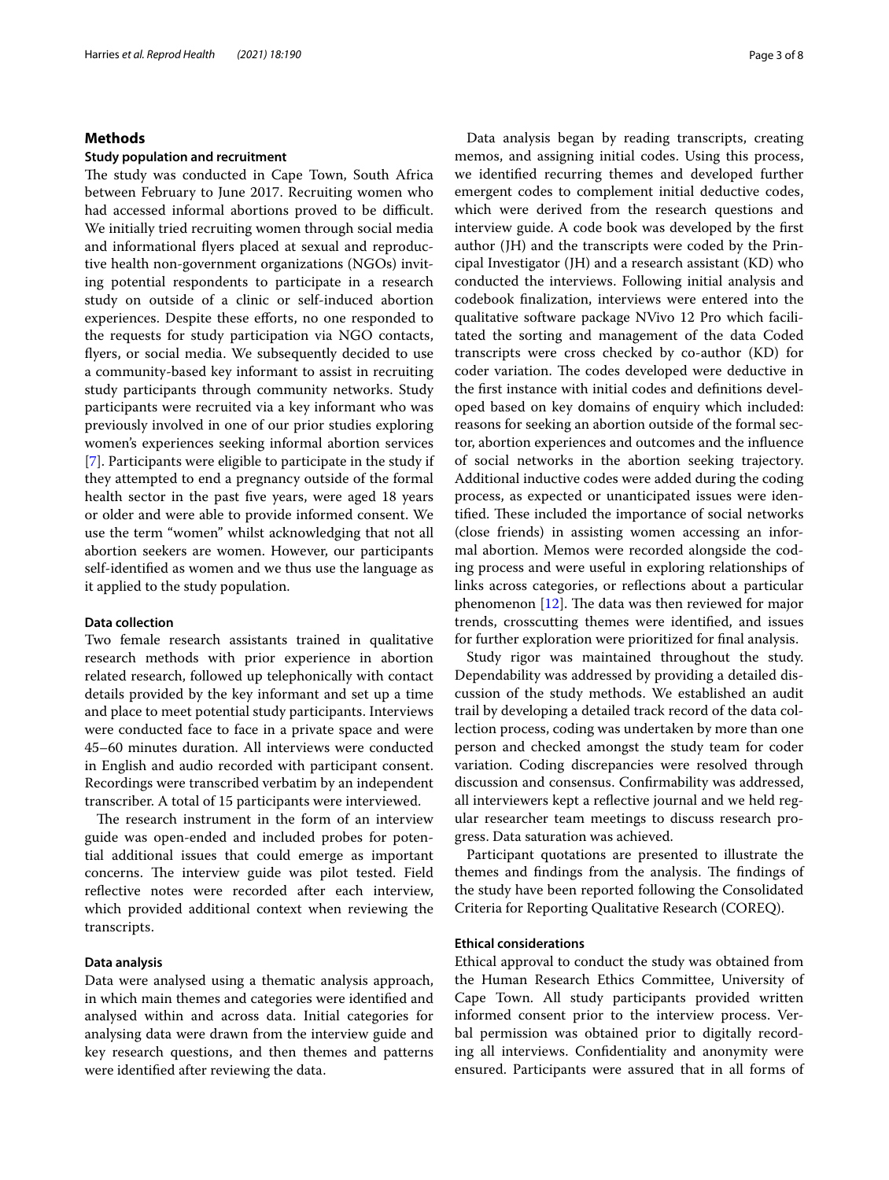## Methods

### Study population and recruitment

The study was conducted in Cape Town, South Africa between February to June 2017. Recruiting women who had accessed informal abortions proved to be difficult. We initially tried recruiting women through social media and informational flyers placed at sexual and reproductive health non-government organizations (NGOs) inviting potential respondents to participate in a research study on outside of a clinic or self-induced abortion experiences. Despite these efforts, no one responded to the requests for study participation via NGO contacts, flyers, or social media. We subsequently decided to use a community-based key informant to assist in recruiting study participants through community networks. Study participants were recruited via a key informant who was previously involved in one of our prior studies exploring women's experiences seeking informal abortion services [7]. Participants were eligible to participate in the study if they attempted to end a pregnancy outside of the formal health sector in the past five years, were aged 18 years or older and were able to provide informed consent. We use the term "women" whilst acknowledging that not all abortion seekers are women. However, our participants self-identified as women and we thus use the language as it applied to the study population.

### Data collection

Two female research assistants trained in qualitative research methods with prior experience in abortion related research, followed up telephonically with contact details provided by the key informant and set up a time and place to meet potential study participants. Interviews were conducted face to face in a private space and were 45–60 minutes duration. All interviews were conducted in English and audio recorded with participant consent. Recordings were transcribed verbatim by an independent transcriber. A total of 15 participants were interviewed.

The research instrument in the form of an interview guide was open-ended and included probes for potential additional issues that could emerge as important concerns. The interview guide was pilot tested. Field reflective notes were recorded after each interview, which provided additional context when reviewing the transcripts.

### Data analysis

Data were analysed using a thematic analysis approach, in which main themes and categories were identified and analysed within and across data. Initial categories for analysing data were drawn from the interview guide and key research questions, and then themes and patterns were identified after reviewing the data.

Data analysis began by reading transcripts, creating memos, and assigning initial codes. Using this process, we identified recurring themes and developed further emergent codes to complement initial deductive codes, which were derived from the research questions and interview guide. A code book was developed by the first author (JH) and the transcripts were coded by the Principal Investigator (JH) and a research assistant (KD) who conducted the interviews. Following initial analysis and codebook finalization, interviews were entered into the qualitative software package NVivo 12 Pro which facilitated the sorting and management of the data Coded transcripts were cross checked by co-author (KD) for coder variation. The codes developed were deductive in the first instance with initial codes and definitions developed based on key domains of enquiry which included: reasons for seeking an abortion outside of the formal sector, abortion experiences and outcomes and the influence of social networks in the abortion seeking trajectory. Additional inductive codes were added during the coding process, as expected or unanticipated issues were identified. These included the importance of social networks (close friends) in assisting women accessing an informal abortion. Memos were recorded alongside the coding process and were useful in exploring relationships of links across categories, or reflections about a particular phenomenon [12]. The data was then reviewed for major trends, crosscutting themes were identified, and issues for further exploration were prioritized for final analysis.

Study rigor was maintained throughout the study. Dependability was addressed by providing a detailed discussion of the study methods. We established an audit trail by developing a detailed track record of the data collection process, coding was undertaken by more than one person and checked amongst the study team for coder variation. Coding discrepancies were resolved through discussion and consensus. Confirmability was addressed, all interviewers kept a reflective journal and we held regular researcher team meetings to discuss research progress. Data saturation was achieved.

Participant quotations are presented to illustrate the themes and findings from the analysis. The findings of the study have been reported following the Consolidated Criteria for Reporting Qualitative Research (COREQ).

### Ethical considerations

Ethical approval to conduct the study was obtained from the Human Research Ethics Committee, University of Cape Town. All study participants provided written informed consent prior to the interview process. Verbal permission was obtained prior to digitally recording all interviews. Confidentiality and anonymity were ensured. Participants were assured that in all forms of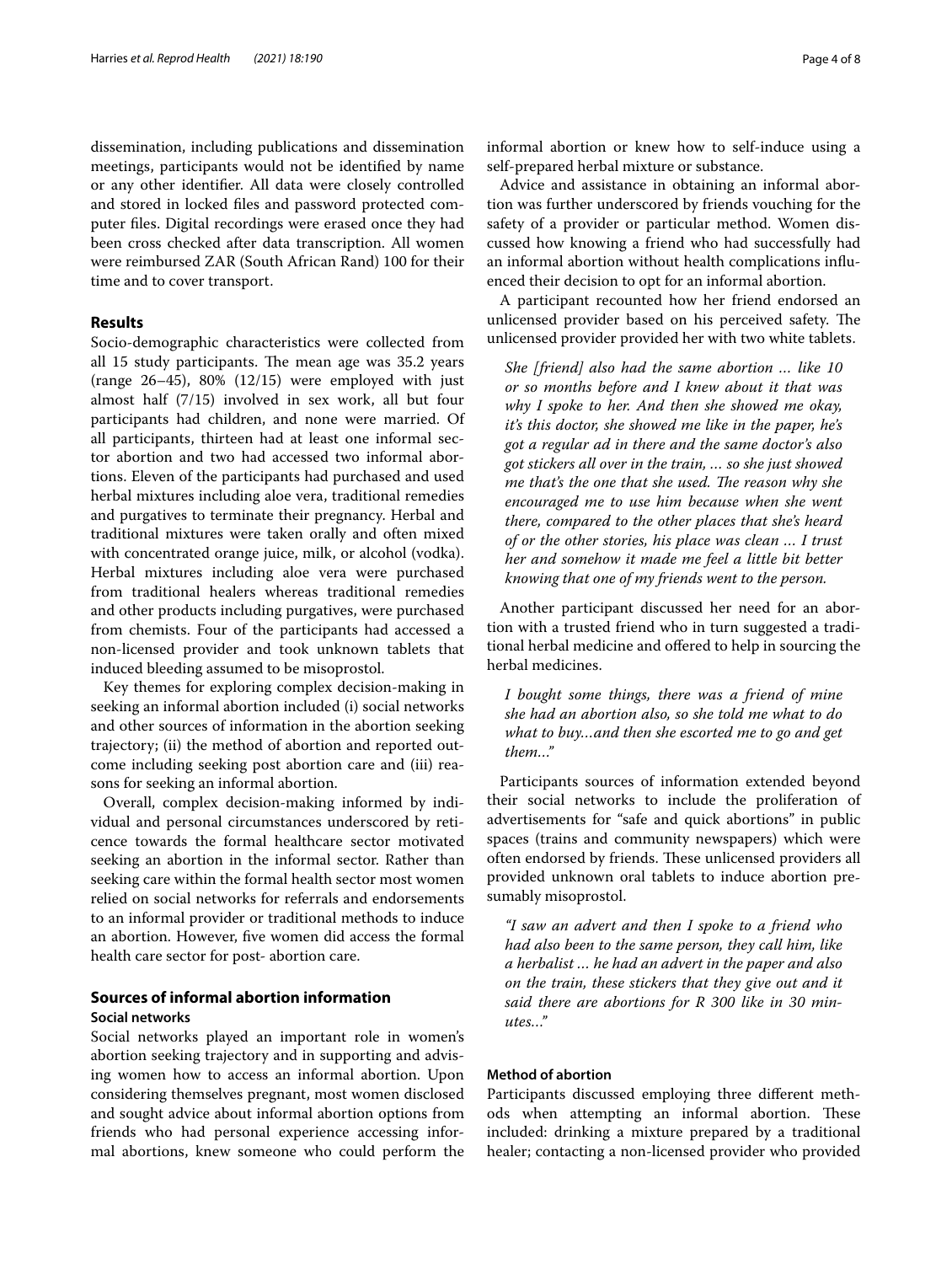dissemination, including publications and dissemination meetings, participants would not be identified by name or any other identifier. All data were closely controlled and stored in locked files and password protected computer files. Digital recordings were erased once they had been cross checked after data transcription. All women were reimbursed ZAR (South African Rand) 100 for their time and to cover transport.

## Results

Socio-demographic characteristics were collected from all 15 study participants. The mean age was 35.2 years (range 26–45), 80% (12/15) were employed with just almost half (7/15) involved in sex work, all but four participants had children, and none were married. Of all participants, thirteen had at least one informal sector abortion and two had accessed two informal abortions. Eleven of the participants had purchased and used herbal mixtures including aloe vera, traditional remedies and purgatives to terminate their pregnancy. Herbal and traditional mixtures were taken orally and often mixed with concentrated orange juice, milk, or alcohol (vodka). Herbal mixtures including aloe vera were purchased from traditional healers whereas traditional remedies and other products including purgatives, were purchased from chemists. Four of the participants had accessed a non-licensed provider and took unknown tablets that induced bleeding assumed to be misoprostol.

Key themes for exploring complex decision-making in seeking an informal abortion included (i) social networks and other sources of information in the abortion seeking trajectory; (ii) the method of abortion and reported outcome including seeking post abortion care and (iii) reasons for seeking an informal abortion.

Overall, complex decision-making informed by individual and personal circumstances underscored by reticence towards the formal healthcare sector motivated seeking an abortion in the informal sector. Rather than seeking care within the formal health sector most women relied on social networks for referrals and endorsements to an informal provider or traditional methods to induce an abortion. However, five women did access the formal health care sector for post- abortion care.

## Sources of informal abortion information

### Social networks

Social networks played an important role in women's abortion seeking trajectory and in supporting and advising women how to access an informal abortion. Upon considering themselves pregnant, most women disclosed and sought advice about informal abortion options from friends who had personal experience accessing informal abortions, knew someone who could perform the informal abortion or knew how to self-induce using a self-prepared herbal mixture or substance.

Advice and assistance in obtaining an informal abortion was further underscored by friends vouching for the safety of a provider or particular method. Women discussed how knowing a friend who had successfully had an informal abortion without health complications influenced their decision to opt for an informal abortion.

A participant recounted how her friend endorsed an unlicensed provider based on his perceived safety. The unlicensed provider provided her with two white tablets.

> *She [friend] also had the same abortion … like 10 or so months before and I knew about it that was why I spoke to her. And then she showed me okay, it's this doctor, she showed me like in the paper, he's got a regular ad in there and the same doctor's also got stickers all over in the train, … so she just showed me that's the one that she used. The reason why she encouraged me to use him because when she went there, compared to the other places that she's heard of or the other stories, his place was clean … I trust her and somehow it made me feel a little bit better knowing that one of my friends went to the person.*

Another participant discussed her need for an abortion with a trusted friend who in turn suggested a traditional herbal medicine and offered to help in sourcing the herbal medicines.

> *I bought some things, there was a friend of mine she had an abortion also, so she told me what to do what to buy…and then she escorted me to go and get them…"*

Participants sources of information extended beyond their social networks to include the proliferation of advertisements for "safe and quick abortions" in public spaces (trains and community newspapers) which were often endorsed by friends. These unlicensed providers all provided unknown oral tablets to induce abortion presumably misoprostol.

> *"I saw an advert and then I spoke to a friend who had also been to the same person, they call him, like a herbalist … he had an advert in the paper and also on the train, these stickers that they give out and it said there are abortions for R 300 like in 30 minutes…"*

### Method of abortion

Participants discussed employing three different methods when attempting an informal abortion. These included: drinking a mixture prepared by a traditional healer; contacting a non-licensed provider who provided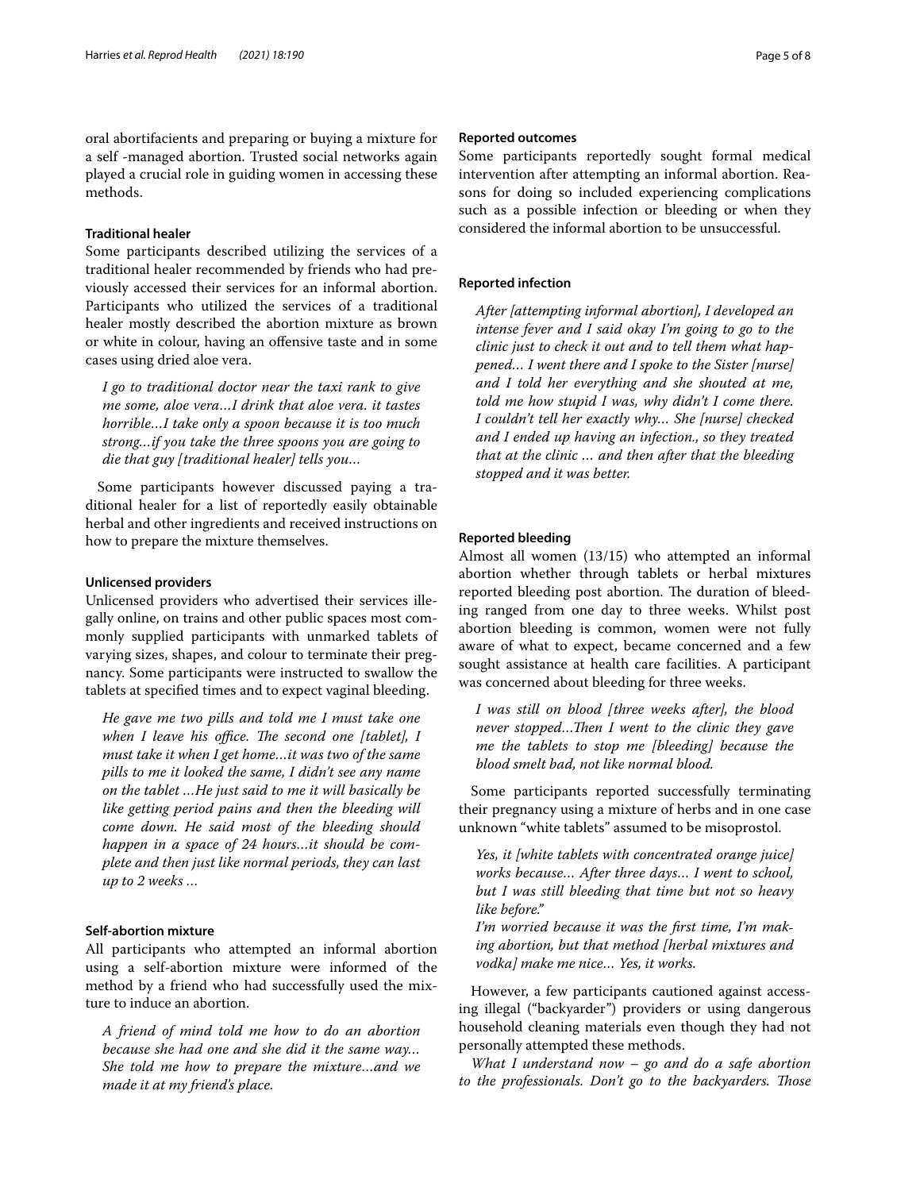oral abortifacients and preparing or buying a mixture for a self -managed abortion. Trusted social networks again played a crucial role in guiding women in accessing these methods.

#### Traditional healer

Some participants described utilizing the services of a traditional healer recommended by friends who had previously accessed their services for an informal abortion. Participants who utilized the services of a traditional healer mostly described the abortion mixture as brown or white in colour, having an offensive taste and in some cases using dried aloe vera.

> *I go to traditional doctor near the taxi rank to give me some, aloe vera…I drink that aloe vera. it tastes horrible…I take only a spoon because it is too much strong…if you take the three spoons you are going to die that guy [traditional healer] tells you…*

Some participants however discussed paying a traditional healer for a list of reportedly easily obtainable herbal and other ingredients and received instructions on how to prepare the mixture themselves.

#### Unlicensed providers

Unlicensed providers who advertised their services illegally online, on trains and other public spaces most commonly supplied participants with unmarked tablets of varying sizes, shapes, and colour to terminate their pregnancy. Some participants were instructed to swallow the tablets at specified times and to expect vaginal bleeding.

> *He gave me two pills and told me I must take one when I leave his office. The second one [tablet], I must take it when I get home…it was two of the same pills to me it looked the same, I didn't see any name on the tablet …He just said to me it will basically be like getting period pains and then the bleeding will come down. He said most of the bleeding should happen in a space of 24 hours…it should be complete and then just like normal periods, they can last up to 2 weeks …*

#### Self-abortion mixture

All participants who attempted an informal abortion using a self-abortion mixture were informed of the method by a friend who had successfully used the mixture to induce an abortion.

> *A friend of mind told me how to do an abortion because she had one and she did it the same way… She told me how to prepare the mixture…and we made it at my friend's place.*

#### Reported outcomes

Some participants reportedly sought formal medical intervention after attempting an informal abortion. Reasons for doing so included experiencing complications such as a possible infection or bleeding or when they considered the informal abortion to be unsuccessful.

#### Reported infection

> *After [attempting informal abortion], I developed an intense fever and I said okay I'm going to go to the clinic just to check it out and to tell them what happened… I went there and I spoke to the Sister [nurse] and I told her everything and she shouted at me, told me how stupid I was, why didn't I come there. I couldn't tell her exactly why… She [nurse] checked and I ended up having an infection., so they treated that at the clinic … and then after that the bleeding stopped and it was better.*

#### Reported bleeding

Almost all women (13/15) who attempted an informal abortion whether through tablets or herbal mixtures reported bleeding post abortion. The duration of bleeding ranged from one day to three weeks. Whilst post abortion bleeding is common, women were not fully aware of what to expect, became concerned and a few sought assistance at health care facilities. A participant was concerned about bleeding for three weeks.

> *I was still on blood [three weeks after], the blood never stopped…Then I went to the clinic they gave me the tablets to stop me [bleeding] because the blood smelt bad, not like normal blood.*

Some participants reported successfully terminating their pregnancy using a mixture of herbs and in one case unknown "white tablets" assumed to be misoprostol.

> *Yes, it [white tablets with concentrated orange juice] works because… After three days… I went to school, but I was still bleeding that time but not so heavy like before."*
>
> *I'm worried because it was the first time, I'm making abortion, but that method [herbal mixtures and vodka] make me nice… Yes, it works.*

However, a few participants cautioned against accessing illegal ("backyarder") providers or using dangerous household cleaning materials even though they had not personally attempted these methods.

> *What I understand now – go and do a safe abortion to the professionals. Don't go to the backyarders. Those*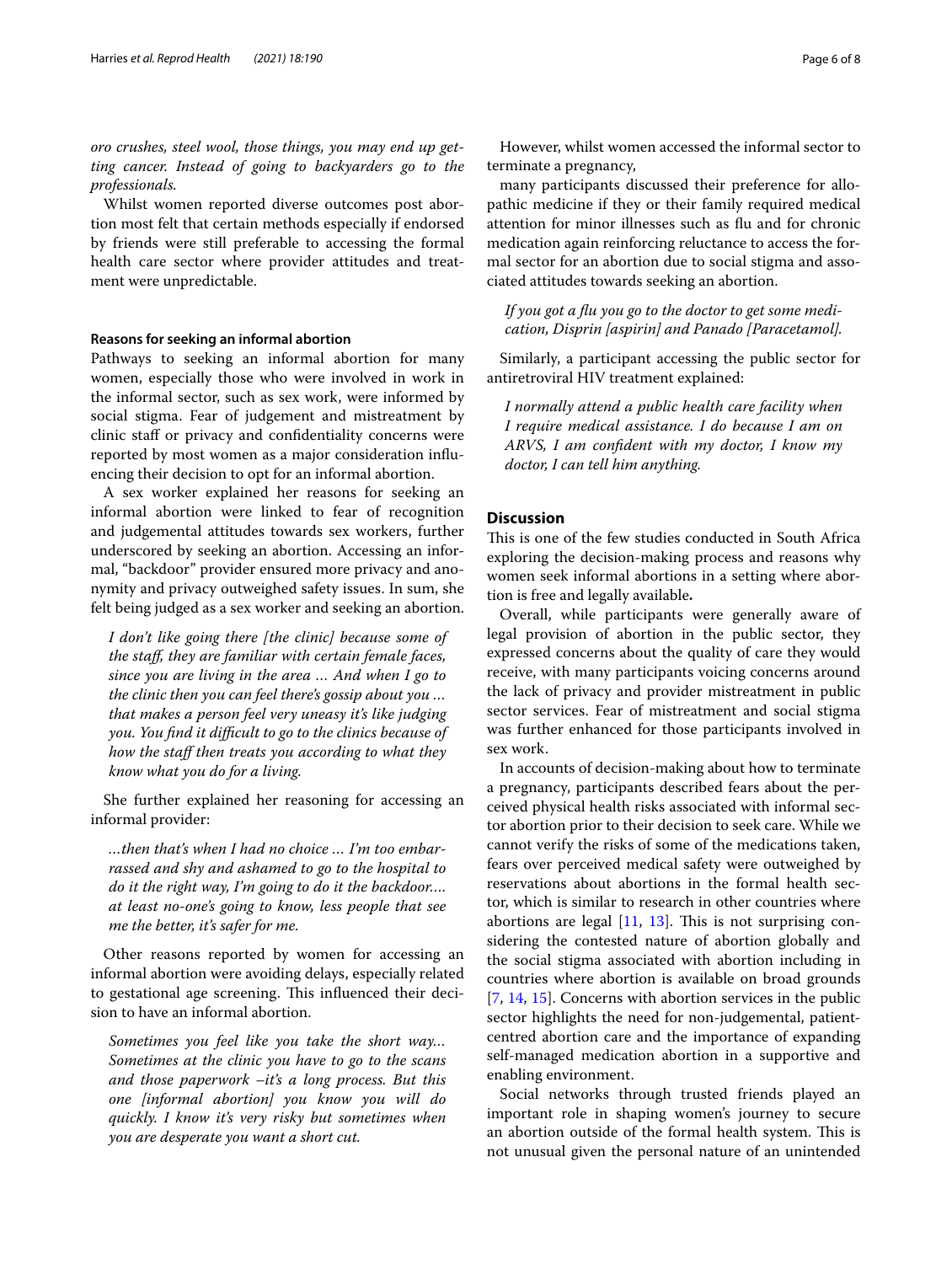*oro crushes, steel wool, those things, you may end up getting cancer. Instead of going to backyarders go to the professionals.*

Whilst women reported diverse outcomes post abortion most felt that certain methods especially if endorsed by friends were still preferable to accessing the formal health care sector where provider attitudes and treatment were unpredictable.

#### Reasons for seeking an informal abortion

Pathways to seeking an informal abortion for many women, especially those who were involved in work in the informal sector, such as sex work, were informed by social stigma. Fear of judgement and mistreatment by clinic staff or privacy and confidentiality concerns were reported by most women as a major consideration influencing their decision to opt for an informal abortion.

A sex worker explained her reasons for seeking an informal abortion were linked to fear of recognition and judgemental attitudes towards sex workers, further underscored by seeking an abortion. Accessing an informal, "backdoor" provider ensured more privacy and anonymity and privacy outweighed safety issues. In sum, she felt being judged as a sex worker and seeking an abortion.

> *I don't like going there [the clinic] because some of the staff, they are familiar with certain female faces, since you are living in the area ... And when I go to the clinic then you can feel there's gossip about you ... that makes a person feel very uneasy it's like judging you. You find it difficult to go to the clinics because of how the staff then treats you according to what they know what you do for a living.*

She further explained her reasoning for accessing an informal provider:

> *...then that's when I had no choice ... I'm too embarrassed and shy and ashamed to go to the hospital to do it the right way, I'm going to do it the backdoor.... at least no-one's going to know, less people that see me the better, it's safer for me.*

Other reasons reported by women for accessing an informal abortion were avoiding delays, especially related to gestational age screening. This influenced their decision to have an informal abortion.

> *Sometimes you feel like you take the short way... Sometimes at the clinic you have to go to the scans and those paperwork –it's a long process. But this one [informal abortion] you know you will do quickly. I know it's very risky but sometimes when you are desperate you want a short cut.*

However, whilst women accessed the informal sector to terminate a pregnancy,

many participants discussed their preference for allopathic medicine if they or their family required medical attention for minor illnesses such as flu and for chronic medication again reinforcing reluctance to access the formal sector for an abortion due to social stigma and associated attitudes towards seeking an abortion.

> *If you got a flu you go to the doctor to get some medication, Disprin [aspirin] and Panado [Paracetamol].*

Similarly, a participant accessing the public sector for antiretroviral HIV treatment explained:

> *I normally attend a public health care facility when I require medical assistance. I do because I am on ARVS, I am confident with my doctor, I know my doctor, I can tell him anything.*

## Discussion

This is one of the few studies conducted in South Africa exploring the decision-making process and reasons why women seek informal abortions in a setting where abortion is free and legally available**.**

Overall, while participants were generally aware of legal provision of abortion in the public sector, they expressed concerns about the quality of care they would receive, with many participants voicing concerns around the lack of privacy and provider mistreatment in public sector services. Fear of mistreatment and social stigma was further enhanced for those participants involved in sex work.

In accounts of decision-making about how to terminate a pregnancy, participants described fears about the perceived physical health risks associated with informal sector abortion prior to their decision to seek care. While we cannot verify the risks of some of the medications taken, fears over perceived medical safety were outweighed by reservations about abortions in the formal health sector, which is similar to research in other countries where abortions are legal [11, 13]. This is not surprising considering the contested nature of abortion globally and the social stigma associated with abortion including in countries where abortion is available on broad grounds [7, 14, 15]. Concerns with abortion services in the public sector highlights the need for non-judgemental, patient-centred abortion care and the importance of expanding self-managed medication abortion in a supportive and enabling environment.

Social networks through trusted friends played an important role in shaping women's journey to secure an abortion outside of the formal health system. This is not unusual given the personal nature of an unintended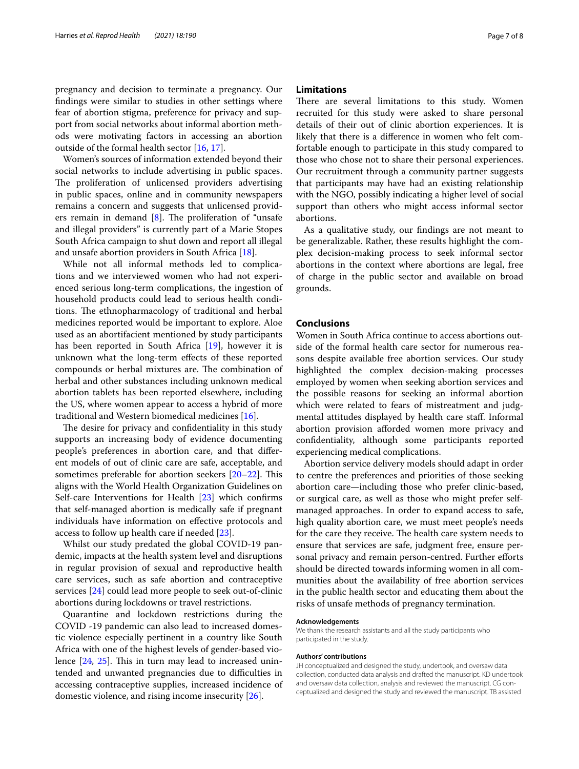pregnancy and decision to terminate a pregnancy. Our findings were similar to studies in other settings where fear of abortion stigma, preference for privacy and support from social networks about informal abortion methods were motivating factors in accessing an abortion outside of the formal health sector [16, 17].

Women's sources of information extended beyond their social networks to include advertising in public spaces. The proliferation of unlicensed providers advertising in public spaces, online and in community newspapers remains a concern and suggests that unlicensed providers remain in demand [8]. The proliferation of "unsafe and illegal providers" is currently part of a Marie Stopes South Africa campaign to shut down and report all illegal and unsafe abortion providers in South Africa [18].

While not all informal methods led to complications and we interviewed women who had not experienced serious long-term complications, the ingestion of household products could lead to serious health conditions. The ethnopharmacology of traditional and herbal medicines reported would be important to explore. Aloe used as an abortifacient mentioned by study participants has been reported in South Africa [19], however it is unknown what the long-term effects of these reported compounds or herbal mixtures are. The combination of herbal and other substances including unknown medical abortion tablets has been reported elsewhere, including the US, where women appear to access a hybrid of more traditional and Western biomedical medicines [16].

The desire for privacy and confidentiality in this study supports an increasing body of evidence documenting people's preferences in abortion care, and that different models of out of clinic care are safe, acceptable, and sometimes preferable for abortion seekers [20–22]. This aligns with the World Health Organization Guidelines on Self-care Interventions for Health [23] which confirms that self-managed abortion is medically safe if pregnant individuals have information on effective protocols and access to follow up health care if needed [23].

Whilst our study predated the global COVID-19 pandemic, impacts at the health system level and disruptions in regular provision of sexual and reproductive health care services, such as safe abortion and contraceptive services [24] could lead more people to seek out-of-clinic abortions during lockdowns or travel restrictions.

Quarantine and lockdown restrictions during the COVID -19 pandemic can also lead to increased domestic violence especially pertinent in a country like South Africa with one of the highest levels of gender-based violence [24, 25]. This in turn may lead to increased unintended and unwanted pregnancies due to difficulties in accessing contraceptive supplies, increased incidence of domestic violence, and rising income insecurity [26].

## Limitations

There are several limitations to this study. Women recruited for this study were asked to share personal details of their out of clinic abortion experiences. It is likely that there is a difference in women who felt comfortable enough to participate in this study compared to those who chose not to share their personal experiences. Our recruitment through a community partner suggests that participants may have had an existing relationship with the NGO, possibly indicating a higher level of social support than others who might access informal sector abortions.

As a qualitative study, our findings are not meant to be generalizable. Rather, these results highlight the complex decision-making process to seek informal sector abortions in the context where abortions are legal, free of charge in the public sector and available on broad grounds.

## Conclusions

Women in South Africa continue to access abortions outside of the formal health care sector for numerous reasons despite available free abortion services. Our study highlighted the complex decision-making processes employed by women when seeking abortion services and the possible reasons for seeking an informal abortion which were related to fears of mistreatment and judgmental attitudes displayed by health care staff. Informal abortion provision afforded women more privacy and confidentiality, although some participants reported experiencing medical complications.

Abortion service delivery models should adapt in order to centre the preferences and priorities of those seeking abortion care—including those who prefer clinic-based, or surgical care, as well as those who might prefer self-managed approaches. In order to expand access to safe, high quality abortion care, we must meet people's needs for the care they receive. The health care system needs to ensure that services are safe, judgment free, ensure personal privacy and remain person-centred. Further efforts should be directed towards informing women in all communities about the availability of free abortion services in the public health sector and educating them about the risks of unsafe methods of pregnancy termination.

### Acknowledgements

We thank the research assistants and all the study participants who participated in the study.

### Authors' contributions

JH conceptualized and designed the study, undertook, and oversaw data collection, conducted data analysis and drafted the manuscript. KD undertook and oversaw data collection, analysis and reviewed the manuscript. CG conceptualized and designed the study and reviewed the manuscript. TB assisted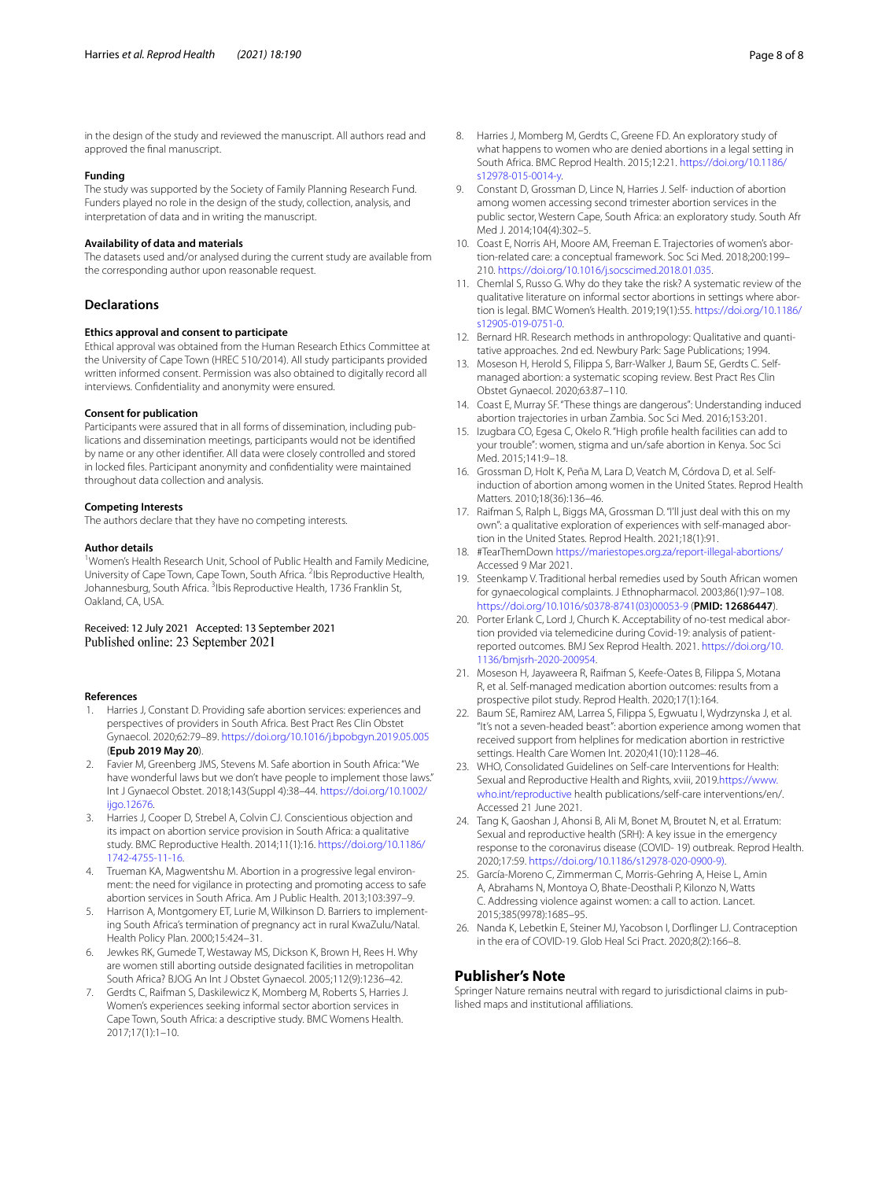in the design of the study and reviewed the manuscript. All authors read and approved the final manuscript.

#### Funding

The study was supported by the Society of Family Planning Research Fund. Funders played no role in the design of the study, collection, analysis, and interpretation of data and in writing the manuscript.

#### Availability of data and materials

The datasets used and/or analysed during the current study are available from the corresponding author upon reasonable request.

## Declarations

#### Ethics approval and consent to participate

Ethical approval was obtained from the Human Research Ethics Committee at the University of Cape Town (HREC 510/2014). All study participants provided written informed consent. Permission was also obtained to digitally record all interviews. Confidentiality and anonymity were ensured.

#### Consent for publication

Participants were assured that in all forms of dissemination, including publications and dissemination meetings, participants would not be identified by name or any other identifier. All data were closely controlled and stored in locked files. Participant anonymity and confidentiality were maintained throughout data collection and analysis.

#### Competing Interests

The authors declare that they have no competing interests.

#### Author details

[1]Women's Health Research Unit, School of Public Health and Family Medicine, University of Cape Town, Cape Town, South Africa. [2]Ibis Reproductive Health, Johannesburg, South Africa. [3]Ibis Reproductive Health, 1736 Franklin St, Oakland, CA, USA.

Received: 12 July 2021 Accepted: 13 September 2021
Published online: 23 September 2021

#### References

1. Harries J, Constant D. Providing safe abortion services: experiences and perspectives of providers in South Africa. Best Pract Res Clin Obstet Gynaecol. 2020;62:79–89. https://doi.org/10.1016/j.bpobgyn.2019.05.005 (**Epub 2019 May 20**).
2. Favier M, Greenberg JMS, Stevens M. Safe abortion in South Africa: "We have wonderful laws but we don't have people to implement those laws." Int J Gynaecol Obstet. 2018;143(Suppl 4):38–44. https://doi.org/10.1002/ijgo.12676.
3. Harries J, Cooper D, Strebel A, Colvin CJ. Conscientious objection and its impact on abortion service provision in South Africa: a qualitative study. BMC Reproductive Health. 2014;11(1):16. https://doi.org/10.1186/1742-4755-11-16.
4. Trueman KA, Magwentshu M. Abortion in a progressive legal environment: the need for vigilance in protecting and promoting access to safe abortion services in South Africa. Am J Public Health. 2013;103:397–9.
5. Harrison A, Montgomery ET, Lurie M, Wilkinson D. Barriers to implementing South Africa's termination of pregnancy act in rural KwaZulu/Natal. Health Policy Plan. 2000;15:424–31.
6. Jewkes RK, Gumede T, Westaway MS, Dickson K, Brown H, Rees H. Why are women still aborting outside designated facilities in metropolitan South Africa? BJOG An Int J Obstet Gynaecol. 2005;112(9):1236–42.
7. Gerdts C, Raifman S, Daskilewicz K, Momberg M, Roberts S, Harries J. Women's experiences seeking informal sector abortion services in Cape Town, South Africa: a descriptive study. BMC Womens Health. 2017;17(1):1–10.
8. Harries J, Momberg M, Gerdts C, Greene FD. An exploratory study of what happens to women who are denied abortions in a legal setting in South Africa. BMC Reprod Health. 2015;12:21. https://doi.org/10.1186/s12978-015-0014-y.
9. Constant D, Grossman D, Lince N, Harries J. Self- induction of abortion among women accessing second trimester abortion services in the public sector, Western Cape, South Africa: an exploratory study. South Afr Med J. 2014;104(4):302–5.
10. Coast E, Norris AH, Moore AM, Freeman E. Trajectories of women's abortion-related care: a conceptual framework. Soc Sci Med. 2018;200:199–210. https://doi.org/10.1016/j.socscimed.2018.01.035.
11. Chemlal S, Russo G. Why do they take the risk? A systematic review of the qualitative literature on informal sector abortions in settings where abortion is legal. BMC Women's Health. 2019;19(1):55. https://doi.org/10.1186/s12905-019-0751-0.
12. Bernard HR. Research methods in anthropology: Qualitative and quantitative approaches. 2nd ed. Newbury Park: Sage Publications; 1994.
13. Moseson H, Herold S, Filippa S, Barr-Walker J, Baum SE, Gerdts C. Self-managed abortion: a systematic scoping review. Best Pract Res Clin Obstet Gynaecol. 2020;63:87–110.
14. Coast E, Murray SF. "These things are dangerous": Understanding induced abortion trajectories in urban Zambia. Soc Sci Med. 2016;153:201.
15. Izugbara CO, Egesa C, Okelo R. "High profile health facilities can add to your trouble": women, stigma and un/safe abortion in Kenya. Soc Sci Med. 2015;141:9–18.
16. Grossman D, Holt K, Peña M, Lara D, Veatch M, Córdova D, et al. Self-induction of abortion among women in the United States. Reprod Health Matters. 2010;18(36):136–46.
17. Raifman S, Ralph L, Biggs MA, Grossman D. "I'll just deal with this on my own": a qualitative exploration of experiences with self-managed abortion in the United States. Reprod Health. 2021;18(1):91.
18. #TearThemDown https://mariestopes.org.za/report-illegal-abortions/ Accessed 9 Mar 2021.
19. Steenkamp V. Traditional herbal remedies used by South African women for gynaecological complaints. J Ethnopharmacol. 2003;86(1):97–108. https://doi.org/10.1016/s0378-8741(03)00053-9 (**PMID: 12686447**).
20. Porter Erlank C, Lord J, Church K. Acceptability of no-test medical abortion provided via telemedicine during Covid-19: analysis of patient-reported outcomes. BMJ Sex Reprod Health. 2021. https://doi.org/10.1136/bmjsrh-2020-200954.
21. Moseson H, Jayaweera R, Raifman S, Keefe-Oates B, Filippa S, Motana R, et al. Self-managed medication abortion outcomes: results from a prospective pilot study. Reprod Health. 2020;17(1):164.
22. Baum SE, Ramirez AM, Larrea S, Filippa S, Egwuatu I, Wydrzynska J, et al. "It's not a seven-headed beast": abortion experience among women that received support from helplines for medication abortion in restrictive settings. Health Care Women Int. 2020;41(10):1128–46.
23. WHO, Consolidated Guidelines on Self-care Interventions for Health: Sexual and Reproductive Health and Rights, xviii, 2019.https://www.who.int/reproductive health publications/self-care interventions/en/. Accessed 21 June 2021.
24. Tang K, Gaoshan J, Ahonsi B, Ali M, Bonet M, Broutet N, et al. Erratum: Sexual and reproductive health (SRH): A key issue in the emergency response to the coronavirus disease (COVID- 19) outbreak. Reprod Health. 2020;17:59. https://doi.org/10.1186/s12978-020-0900-9).
25. García-Moreno C, Zimmerman C, Morris-Gehring A, Heise L, Amin A, Abrahams N, Montoya O, Bhate-Deosthali P, Kilonzo N, Watts C. Addressing violence against women: a call to action. Lancet. 2015;385(9978):1685–95.
26. Nanda K, Lebetkin E, Steiner MJ, Yacobson I, Dorflinger LJ. Contraception in the era of COVID-19. Glob Heal Sci Pract. 2020;8(2):166–8.

## Publisher's Note

Springer Nature remains neutral with regard to jurisdictional claims in published maps and institutional affiliations.